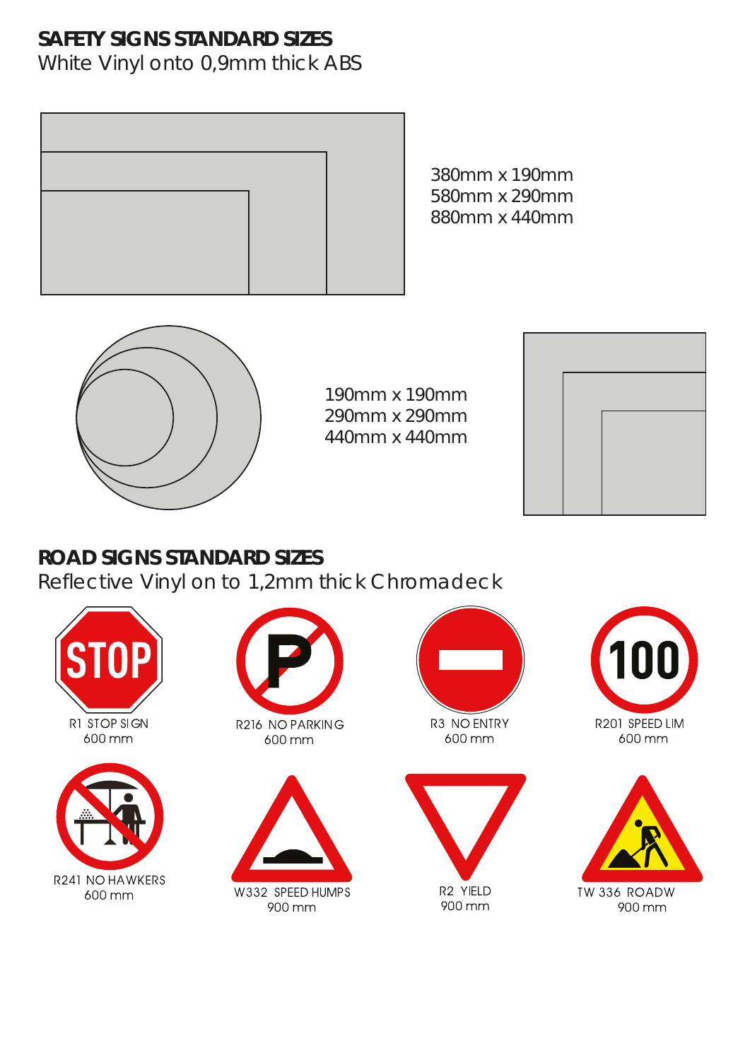## SAFETY SIGNS STANDARD SIZES

White Vinyl onto 0,9mm thick ABS

380mm x 190mm
580mm x 290mm
880mm x 440mm

190mm x 190mm
290mm x 290mm
440mm x 440mm

## ROAD SIGNS STANDARD SIZES

Reflective Vinyl on to 1,2mm thick Chromadeck

R1 STOP SIGN
600 mm

R216 NO PARKING
600 mm

R3 NO ENTRY
600 mm

R201 SPEED LIM
600 mm

R241 NO HAWKERS
600 mm

W332 SPEED HUMPS
900 mm

R2 YIELD
900 mm

TW 336 ROADW
900 mm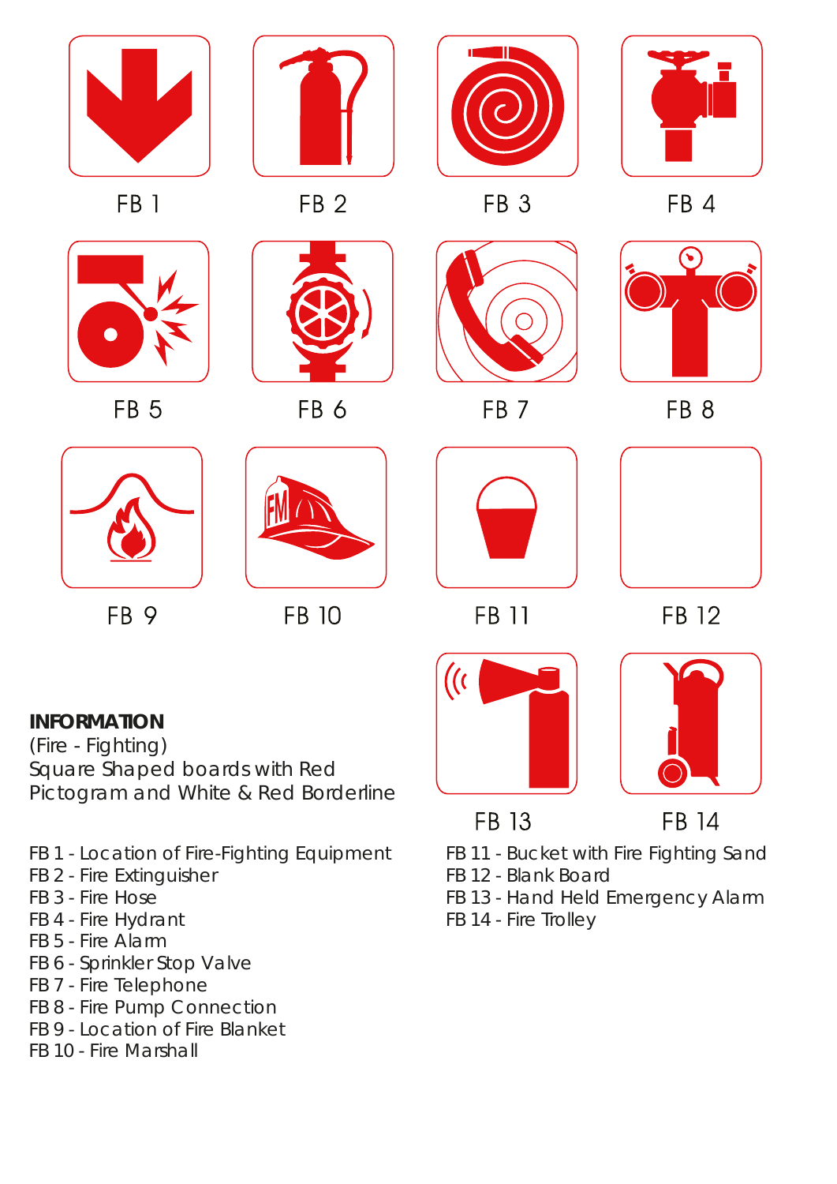FB 1

FB 2

FB 3

FB 4

FB 5

FB 6

FB 7

FB 8

FB 9

FB 10

FB 11

FB 12

FB 13

FB 14

**INFORMATION**
(Fire - Fighting)
Square Shaped boards with Red Pictogram and White & Red Borderline

FB 1 - Location of Fire-Fighting Equipment
FB 2 - Fire Extinguisher
FB 3 - Fire Hose
FB 4 - Fire Hydrant
FB 5 - Fire Alarm
FB 6 - Sprinkler Stop Valve
FB 7 - Fire Telephone
FB 8 - Fire Pump Connection
FB 9 - Location of Fire Blanket
FB 10 - Fire Marshall
FB 11 - Bucket with Fire Fighting Sand
FB 12 - Blank Board
FB 13 - Hand Held Emergency Alarm
FB 14 - Fire Trolley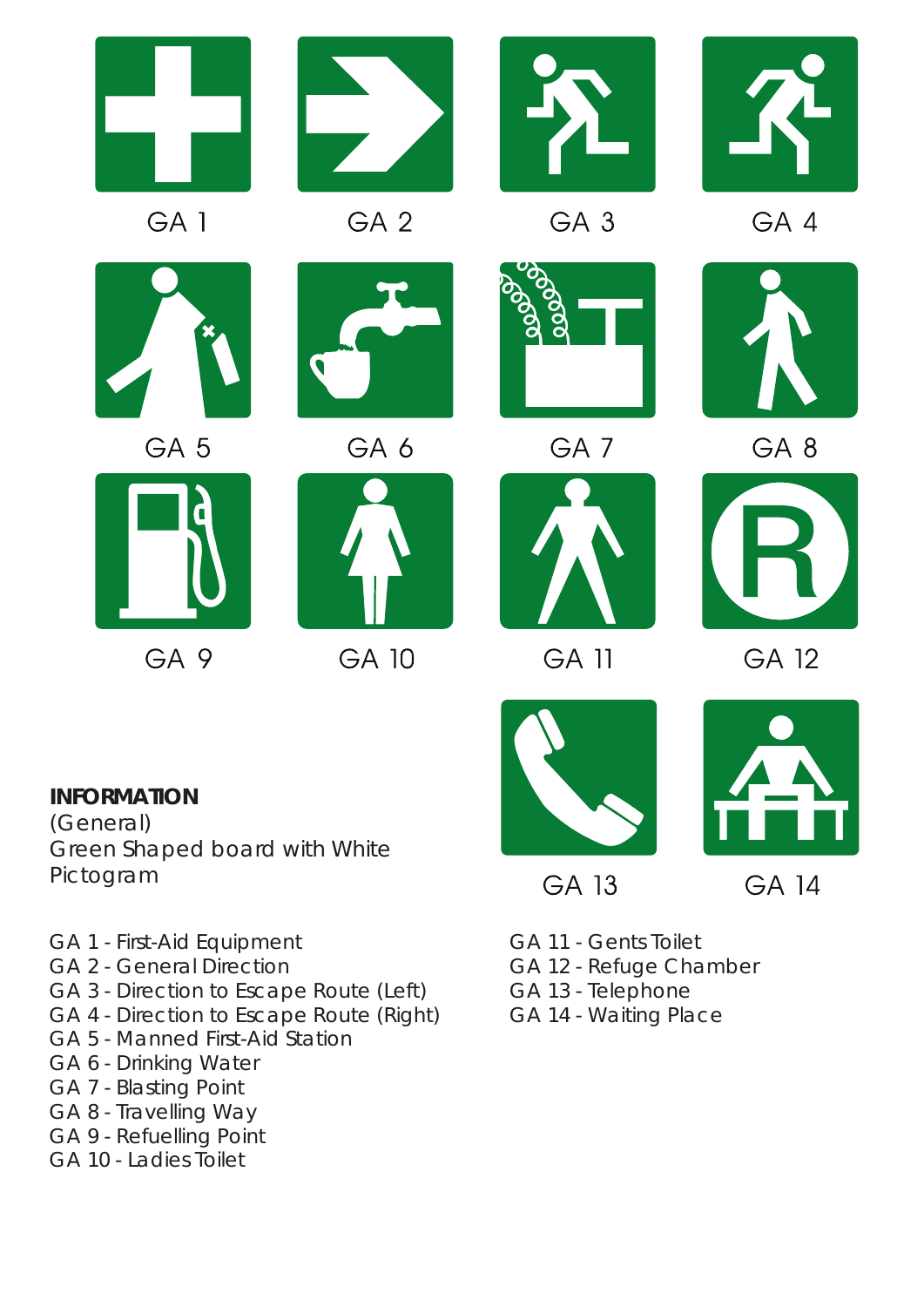GA 1 GA 2 GA 3 GA 4

GA 5 GA 6 GA 7 GA 8

GA 9 GA 10 GA 11 GA 12

GA 13 GA 14

**INFORMATION**
(General)
Green Shaped board with White Pictogram

GA 1 - First-Aid Equipment
GA 2 - General Direction
GA 3 - Direction to Escape Route (Left)
GA 4 - Direction to Escape Route (Right)
GA 5 - Manned First-Aid Station
GA 6 - Drinking Water
GA 7 - Blasting Point
GA 8 - Travelling Way
GA 9 - Refuelling Point
GA 10 - Ladies Toilet
GA 11 - Gents Toilet
GA 12 - Refuge Chamber
GA 13 - Telephone
GA 14 - Waiting Place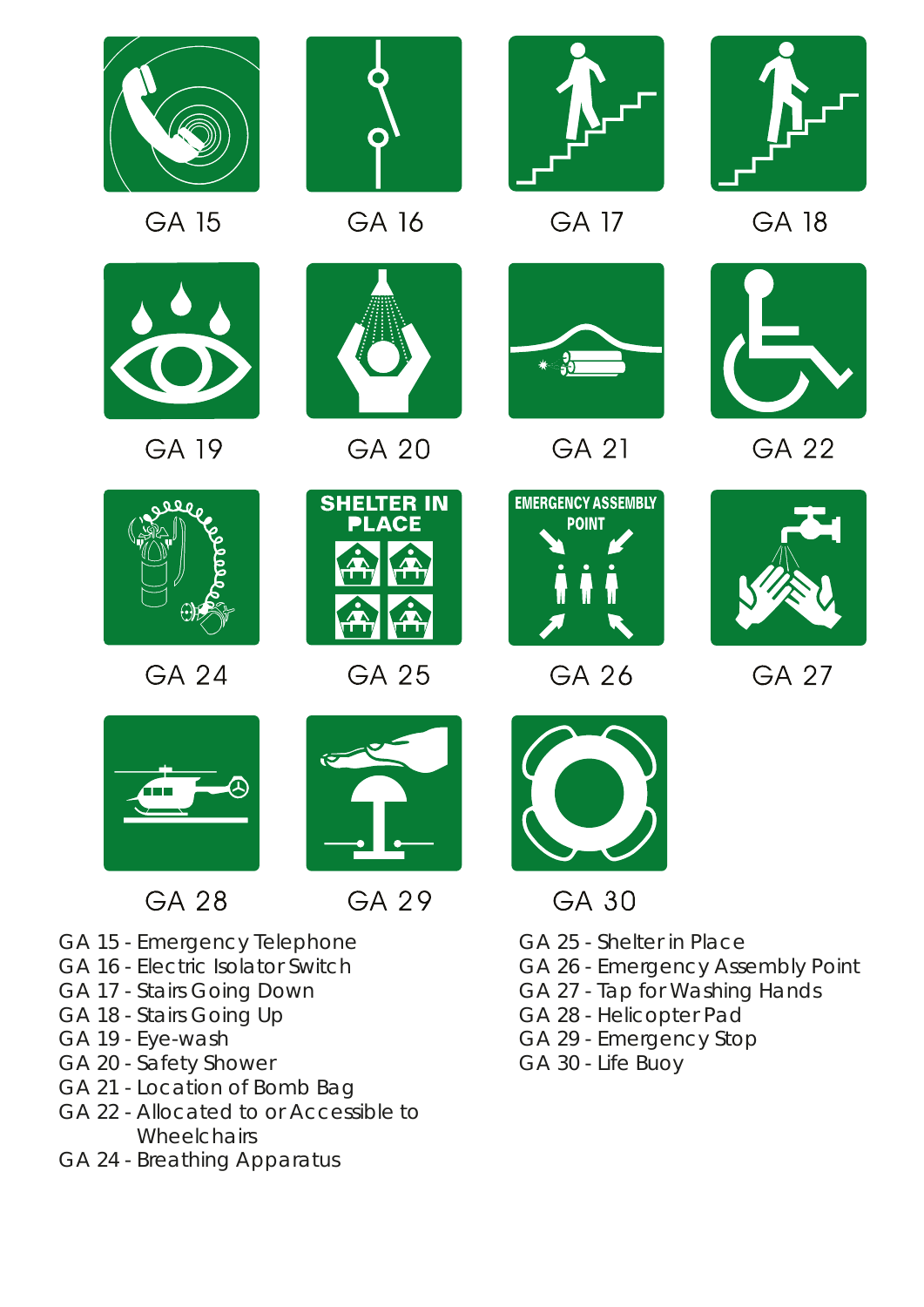GA 15

GA 16

GA 17

GA 18

GA 19

GA 20

GA 21

GA 22

SHELTER IN PLACE

EMERGENCY ASSEMBLY POINT

GA 24

GA 25

GA 26

GA 27

GA 28

GA 29

GA 30

GA 15 - Emergency Telephone
GA 16 - Electric Isolator Switch
GA 17 - Stairs Going Down
GA 18 - Stairs Going Up
GA 19 - Eye-wash
GA 20 - Safety Shower
GA 21 - Location of Bomb Bag
GA 22 - Allocated to or Accessible to Wheelchairs
GA 24 - Breathing Apparatus
GA 25 - Shelter in Place
GA 26 - Emergency Assembly Point
GA 27 - Tap for Washing Hands
GA 28 - Helicopter Pad
GA 29 - Emergency Stop
GA 30 - Life Buoy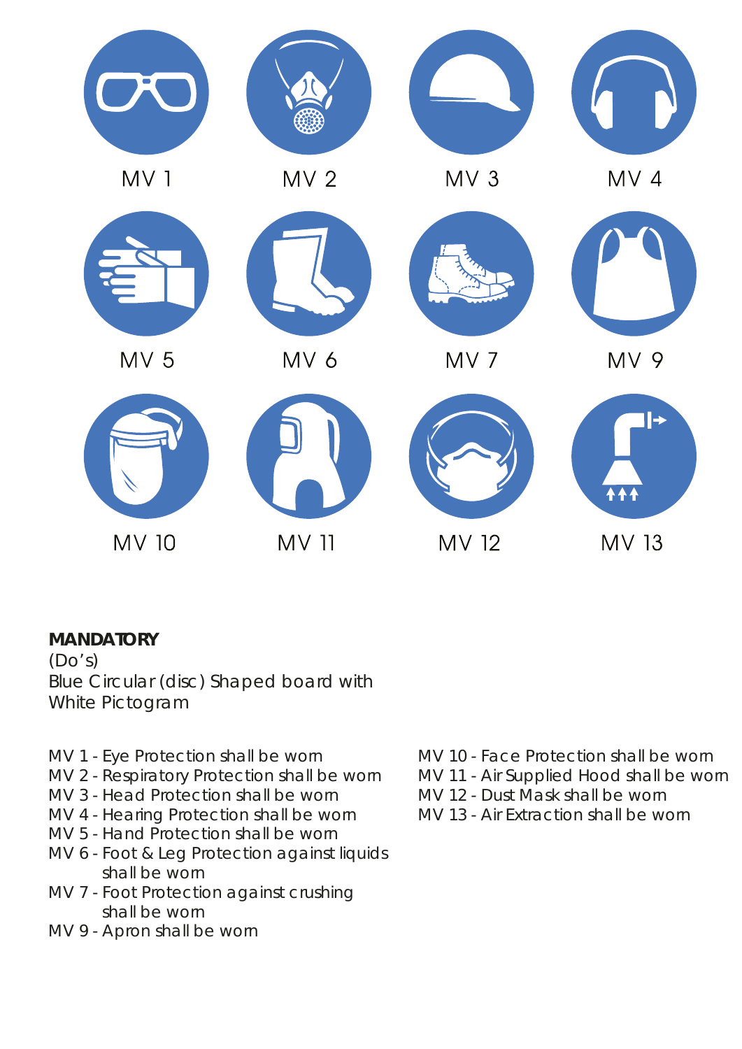MV 1 MV 2 MV 3 MV 4

MV 5 MV 6 MV 7 MV 9

MV 10 MV 11 MV 12 MV 13

**MANDATORY**
(Do's)
Blue Circular (disc) Shaped board with White Pictogram

MV 1 - Eye Protection shall be worn
MV 2 - Respiratory Protection shall be worn
MV 3 - Head Protection shall be worn
MV 4 - Hearing Protection shall be worn
MV 5 - Hand Protection shall be worn
MV 6 - Foot & Leg Protection against liquids shall be worn
MV 7 - Foot Protection against crushing shall be worn
MV 9 - Apron shall be worn

MV 10 - Face Protection shall be worn
MV 11 - Air Supplied Hood shall be worn
MV 12 - Dust Mask shall be worn
MV 13 - Air Extraction shall be worn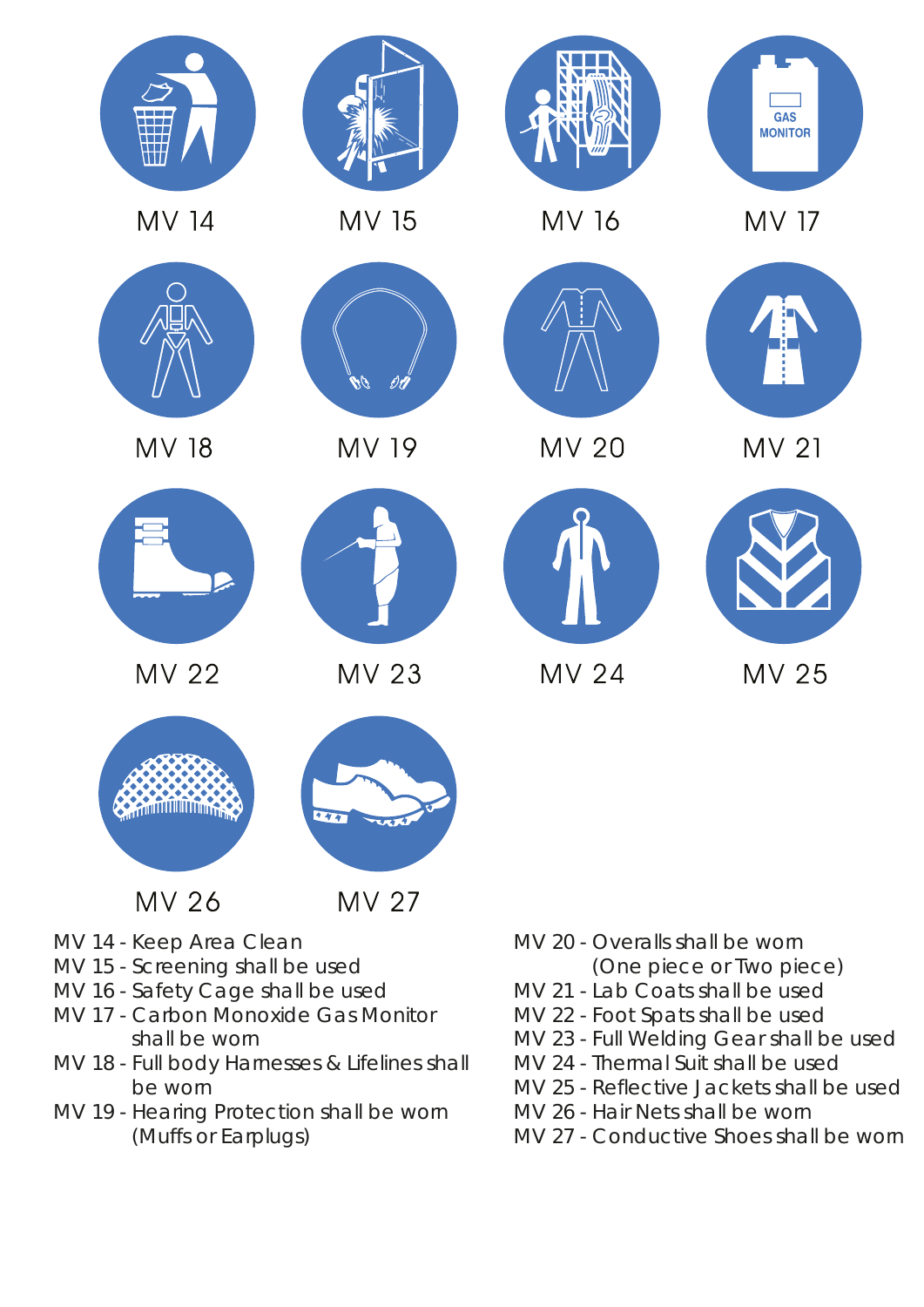MV 14

MV 15

MV 16

GAS MONITOR

MV 17

MV 18

MV 19

MV 20

MV 21

MV 22

MV 23

MV 24

MV 25

MV 26

MV 27

MV 14 - Keep Area Clean
MV 15 - Screening shall be used
MV 16 - Safety Cage shall be used
MV 17 - Carbon Monoxide Gas Monitor shall be worn
MV 18 - Full body Harnesses & Lifelines shall be worn
MV 19 - Hearing Protection shall be worn (Muffs or Earplugs)
MV 20 - Overalls shall be worn (One piece or Two piece)
MV 21 - Lab Coats shall be used
MV 22 - Foot Spats shall be used
MV 23 - Full Welding Gear shall be used
MV 24 - Thermal Suit shall be used
MV 25 - Reflective Jackets shall be used
MV 26 - Hair Nets shall be worn
MV 27 - Conductive Shoes shall be worn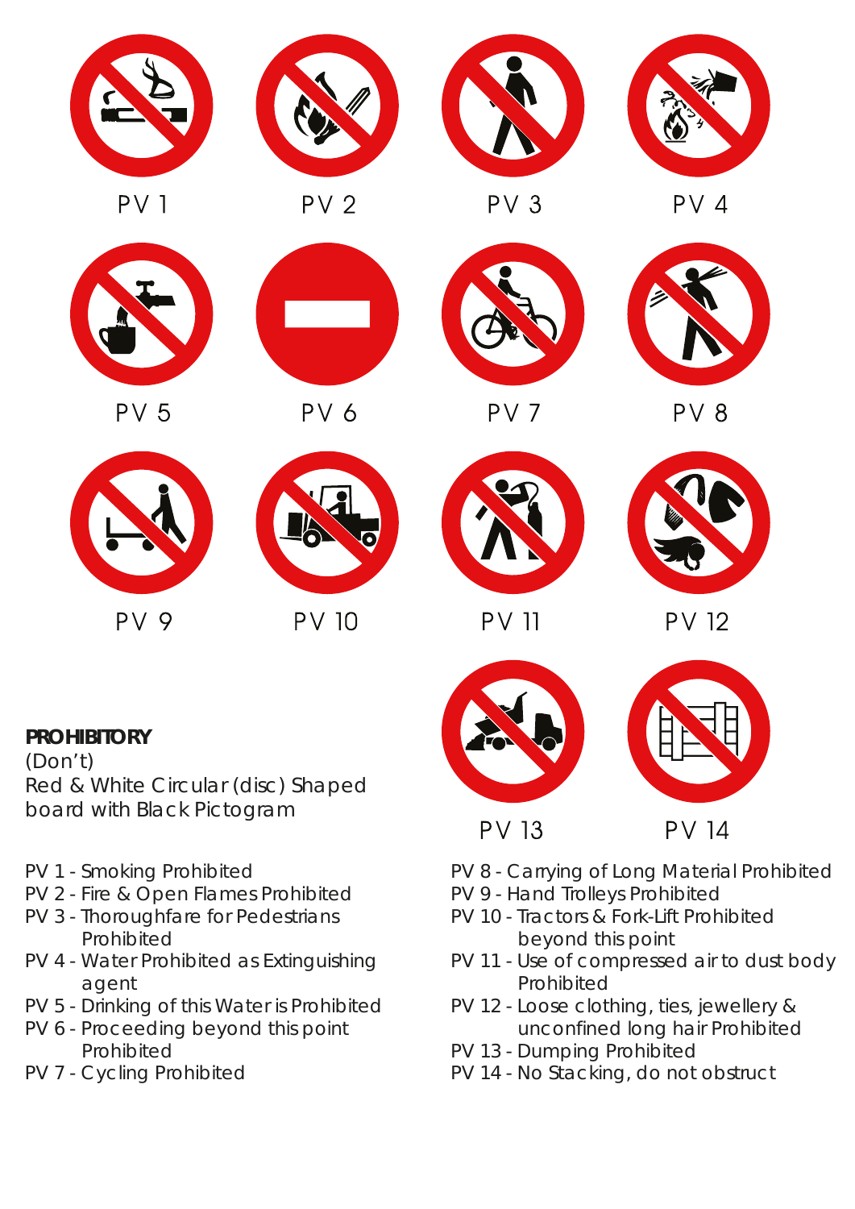PV 1 PV 2 PV 3 PV 4

PV 5 PV 6 PV 7 PV 8

PV 9 PV 10 PV 11 PV 12

PV 13 PV 14

**PROHIBITORY**
(Don't)
Red & White Circular (disc) Shaped board with Black Pictogram

- PV 1 - Smoking Prohibited
- PV 2 - Fire & Open Flames Prohibited
- PV 3 - Thoroughfare for Pedestrians Prohibited
- PV 4 - Water Prohibited as Extinguishing agent
- PV 5 - Drinking of this Water is Prohibited
- PV 6 - Proceeding beyond this point Prohibited
- PV 7 - Cycling Prohibited
- PV 8 - Carrying of Long Material Prohibited
- PV 9 - Hand Trolleys Prohibited
- PV 10 - Tractors & Fork-Lift Prohibited beyond this point
- PV 11 - Use of compressed air to dust body Prohibited
- PV 12 - Loose clothing, ties, jewellery & unconfined long hair Prohibited
- PV 13 - Dumping Prohibited
- PV 14 - No Stacking, do not obstruct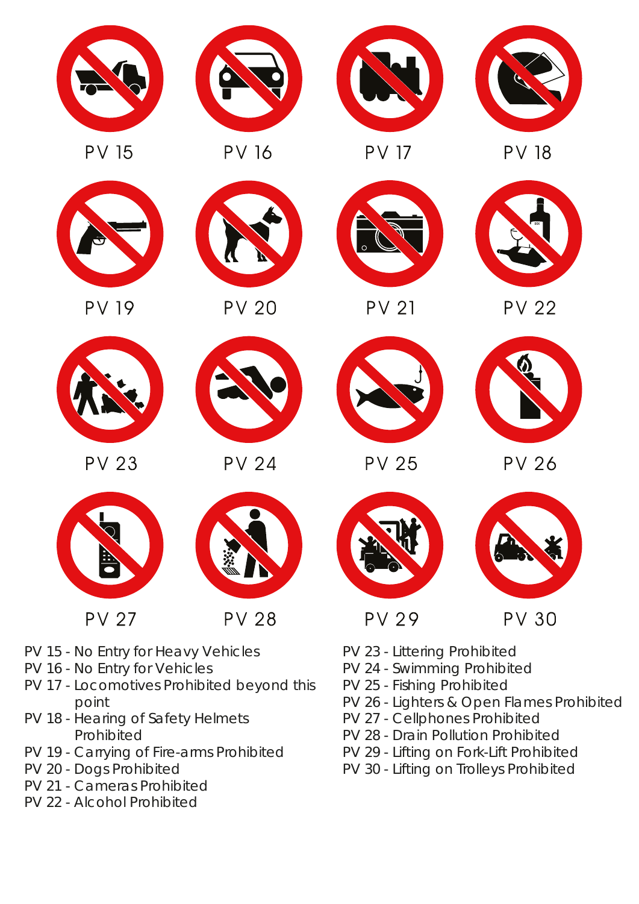PV 15 PV 16 PV 17 PV 18

PV 19 PV 20 PV 21 PV 22

PV 23 PV 24 PV 25 PV 26

PV 27 PV 28 PV 29 PV 30

PV 15 - No Entry for Heavy Vehicles
PV 16 - No Entry for Vehicles
PV 17 - Locomotives Prohibited beyond this point
PV 18 - Hearing of Safety Helmets Prohibited
PV 19 - Carrying of Fire-arms Prohibited
PV 20 - Dogs Prohibited
PV 21 - Cameras Prohibited
PV 22 - Alcohol Prohibited

PV 23 - Littering Prohibited
PV 24 - Swimming Prohibited
PV 25 - Fishing Prohibited
PV 26 - Lighters & Open Flames Prohibited
PV 27 - Cellphones Prohibited
PV 28 - Drain Pollution Prohibited
PV 29 - Lifting on Fork-Lift Prohibited
PV 30 - Lifting on Trolleys Prohibited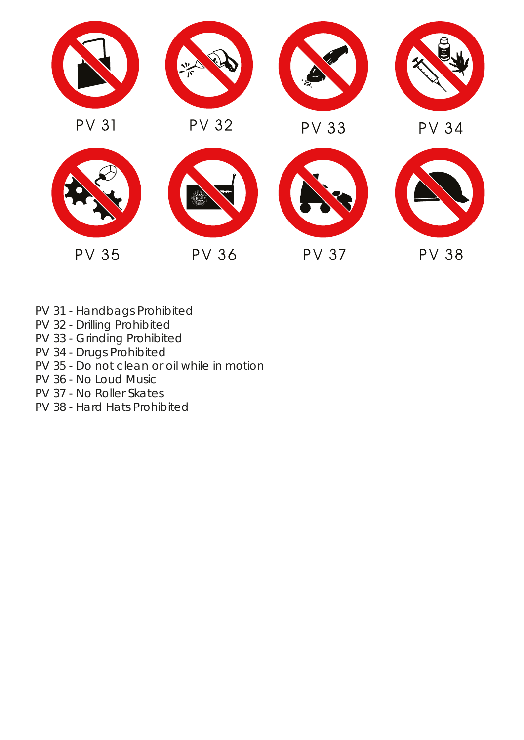PV 31 PV 32 PV 33 PV 34

PV 35 PV 36 PV 37 PV 38

PV 31 - Handbags Prohibited
PV 32 - Drilling Prohibited
PV 33 - Grinding Prohibited
PV 34 - Drugs Prohibited
PV 35 - Do not clean or oil while in motion
PV 36 - No Loud Music
PV 37 - No Roller Skates
PV 38 - Hard Hats Prohibited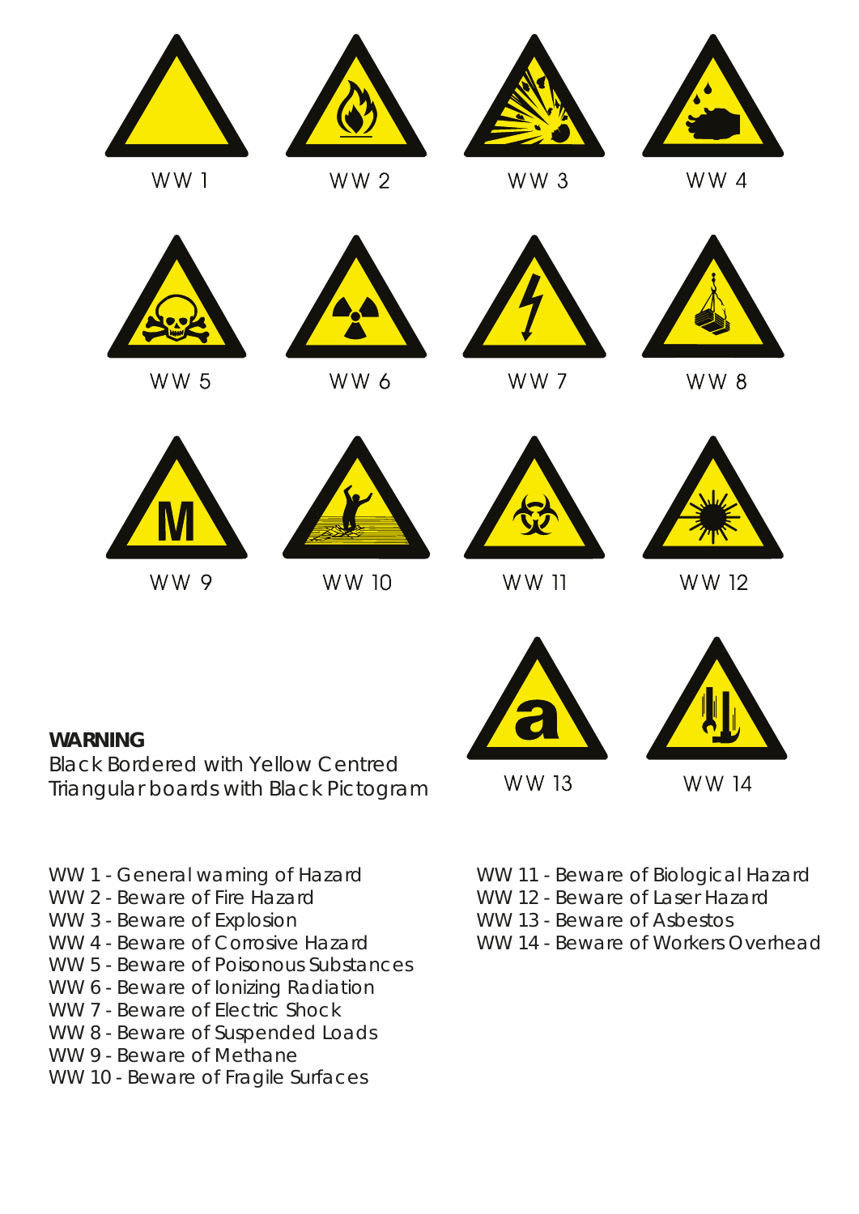WW 1

WW 2

WW 3

WW 4

WW 5

WW 6

WW 7

WW 8

WW 9

WW 10

WW 11

WW 12

WW 13

WW 14

**WARNING**

Black Bordered with Yellow Centred Triangular boards with Black Pictogram

WW 1 - General warning of Hazard
WW 2 - Beware of Fire Hazard
WW 3 - Beware of Explosion
WW 4 - Beware of Corrosive Hazard
WW 5 - Beware of Poisonous Substances
WW 6 - Beware of Ionizing Radiation
WW 7 - Beware of Electric Shock
WW 8 - Beware of Suspended Loads
WW 9 - Beware of Methane
WW 10 - Beware of Fragile Surfaces
WW 11 - Beware of Biological Hazard
WW 12 - Beware of Laser Hazard
WW 13 - Beware of Asbestos
WW 14 - Beware of Workers Overhead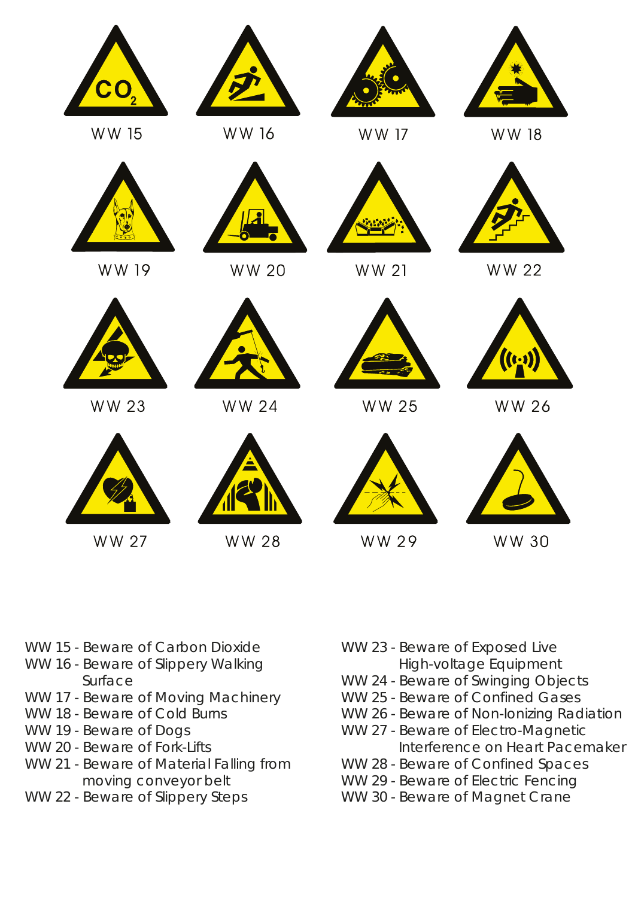WW 15 WW 16 WW 17 WW 18

WW 19 WW 20 WW 21 WW 22

WW 23 WW 24 WW 25 WW 26

WW 27 WW 28 WW 29 WW 30

- WW 15 - Beware of Carbon Dioxide
- WW 16 - Beware of Slippery Walking Surface
- WW 17 - Beware of Moving Machinery
- WW 18 - Beware of Cold Burns
- WW 19 - Beware of Dogs
- WW 20 - Beware of Fork-Lifts
- WW 21 - Beware of Material Falling from moving conveyor belt
- WW 22 - Beware of Slippery Steps
- WW 23 - Beware of Exposed Live High-voltage Equipment
- WW 24 - Beware of Swinging Objects
- WW 25 - Beware of Confined Gases
- WW 26 - Beware of Non-Ionizing Radiation
- WW 27 - Beware of Electro-Magnetic Interference on Heart Pacemaker
- WW 28 - Beware of Confined Spaces
- WW 29 - Beware of Electric Fencing
- WW 30 - Beware of Magnet Crane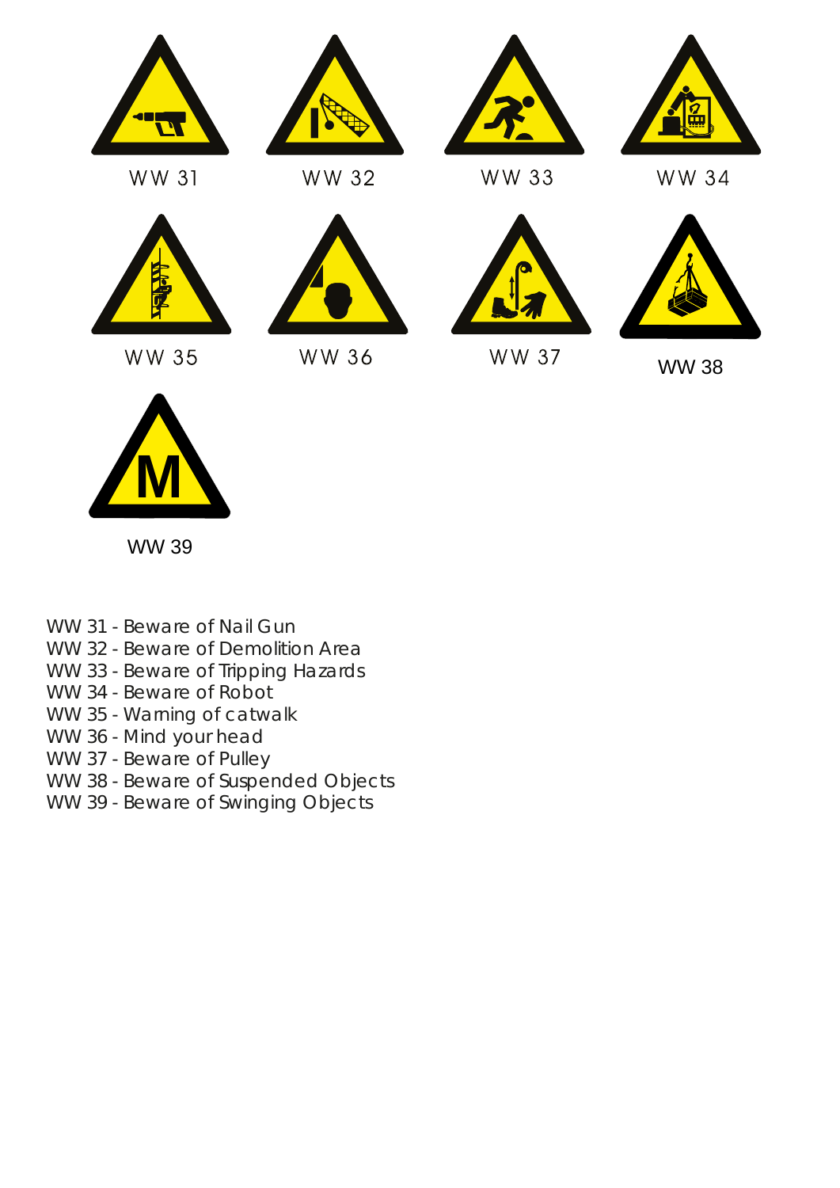WW 31

WW 32

WW 33

WW 34

WW 35

WW 36

WW 37

WW 38

WW 39

WW 31 - Beware of Nail Gun
WW 32 - Beware of Demolition Area
WW 33 - Beware of Tripping Hazards
WW 34 - Beware of Robot
WW 35 - Warning of catwalk
WW 36 - Mind your head
WW 37 - Beware of Pulley
WW 38 - Beware of Suspended Objects
WW 39 - Beware of Swinging Objects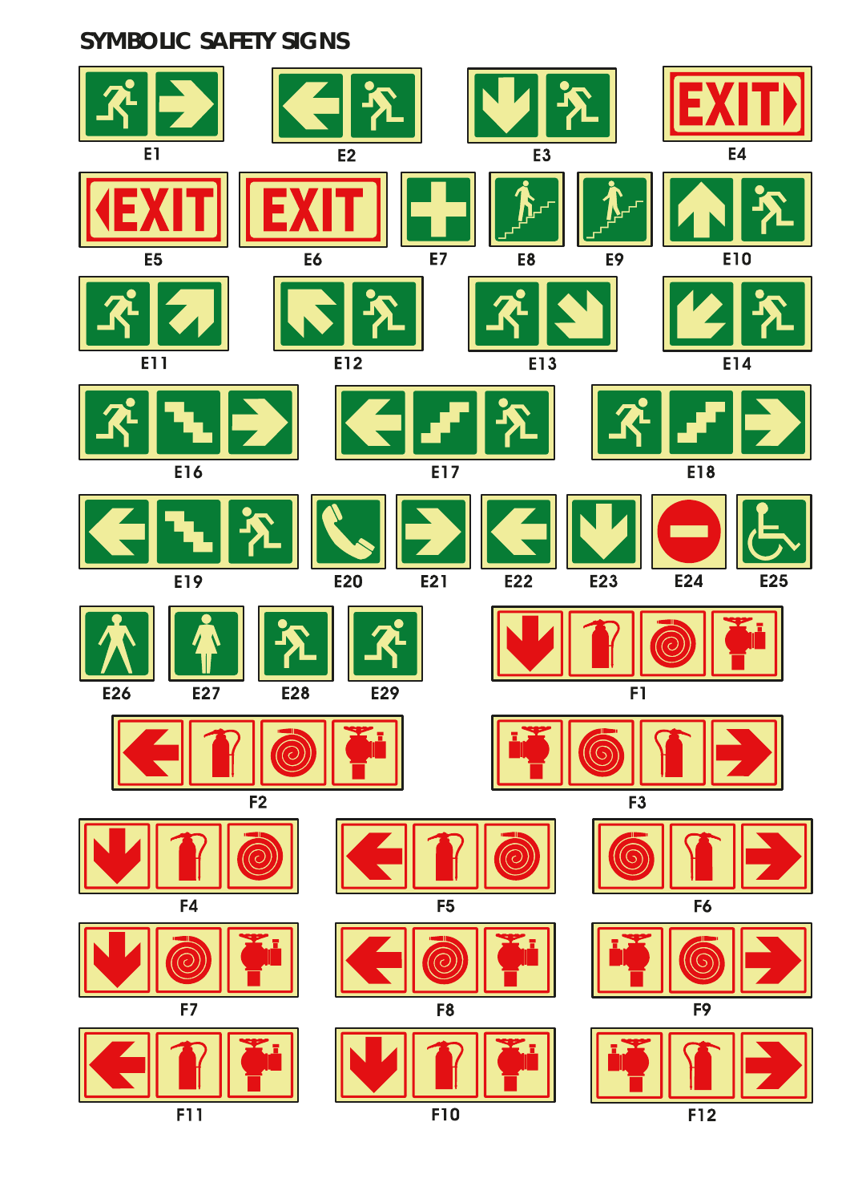# SYMBOLIC SAFETY SIGNS

E1 E2 E3 E4

EXIT

E5 E6 E7 E8 E9 E10

EXIT EXIT

E11 E12 E13 E14

E16 E17 E18

E19 E20 E21 E22 E23 E24 E25

E26 E27 E28 E29 F1

F2 F3

F4 F5 F6

F7 F8 F9

F11 F10 F12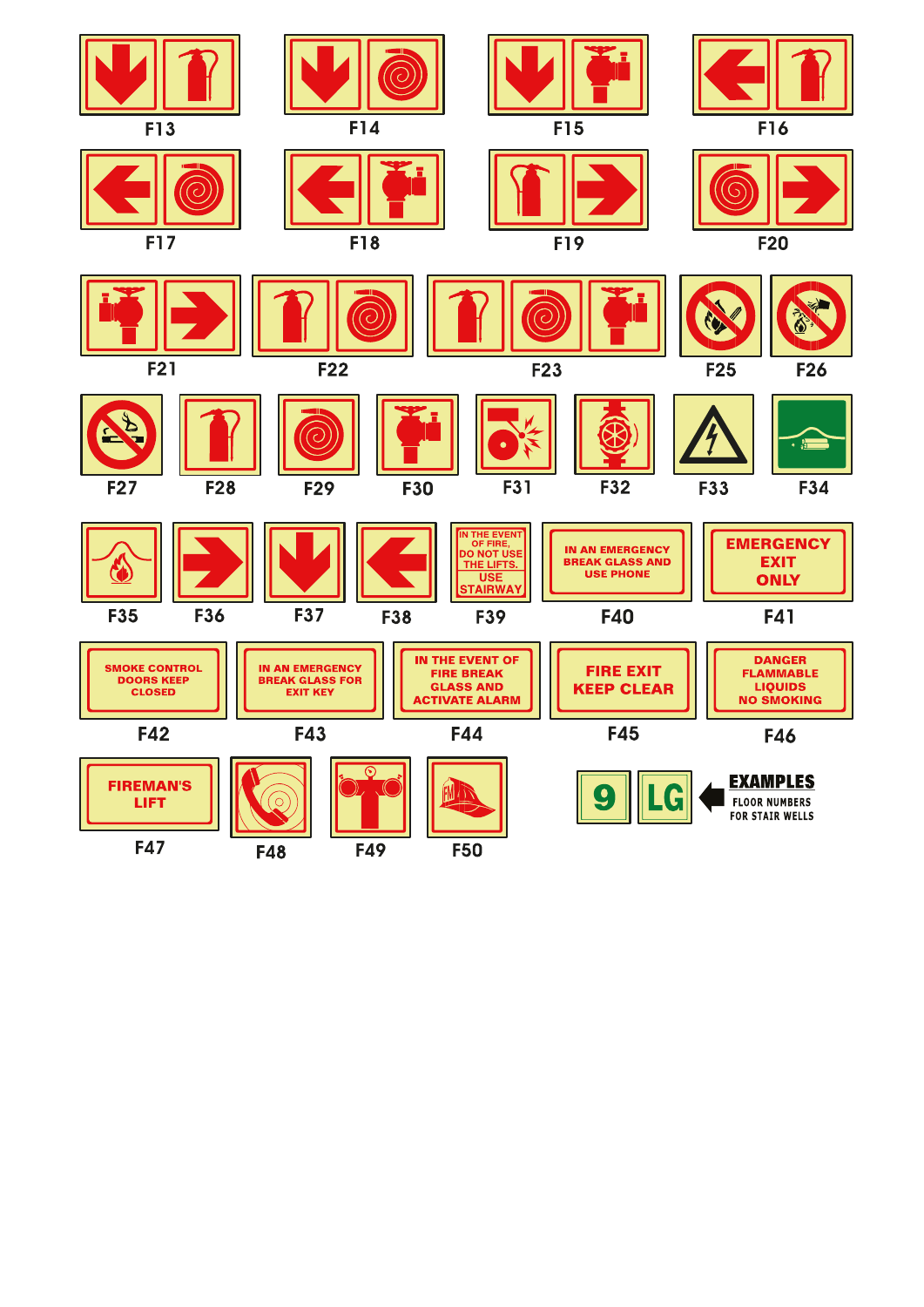F13

F14

F15

F16

F17

F18

F19

F20

F21

F22

F23

F25

F26

F27

F28

F29

F30

F31

F32

F33

F34

F35

F36

F37

F38

IN THE EVENT OF FIRE, DO NOT USE THE LIFTS. USE STAIRWAY

F39

IN AN EMERGENCY BREAK GLASS AND USE PHONE

F40

EMERGENCY EXIT ONLY

F41

SMOKE CONTROL DOORS KEEP CLOSED

F42

IN AN EMERGENCY BREAK GLASS FOR EXIT KEY

F43

IN THE EVENT OF FIRE BREAK GLASS AND ACTIVATE ALARM

F44

FIRE EXIT KEEP CLEAR

F45

DANGER FLAMMABLE LIQUIDS NO SMOKING

F46

FIREMAN'S LIFT

F47

F48

F49

F50

9 LG

**EXAMPLES**
FLOOR NUMBERS
FOR STAIR WELLS